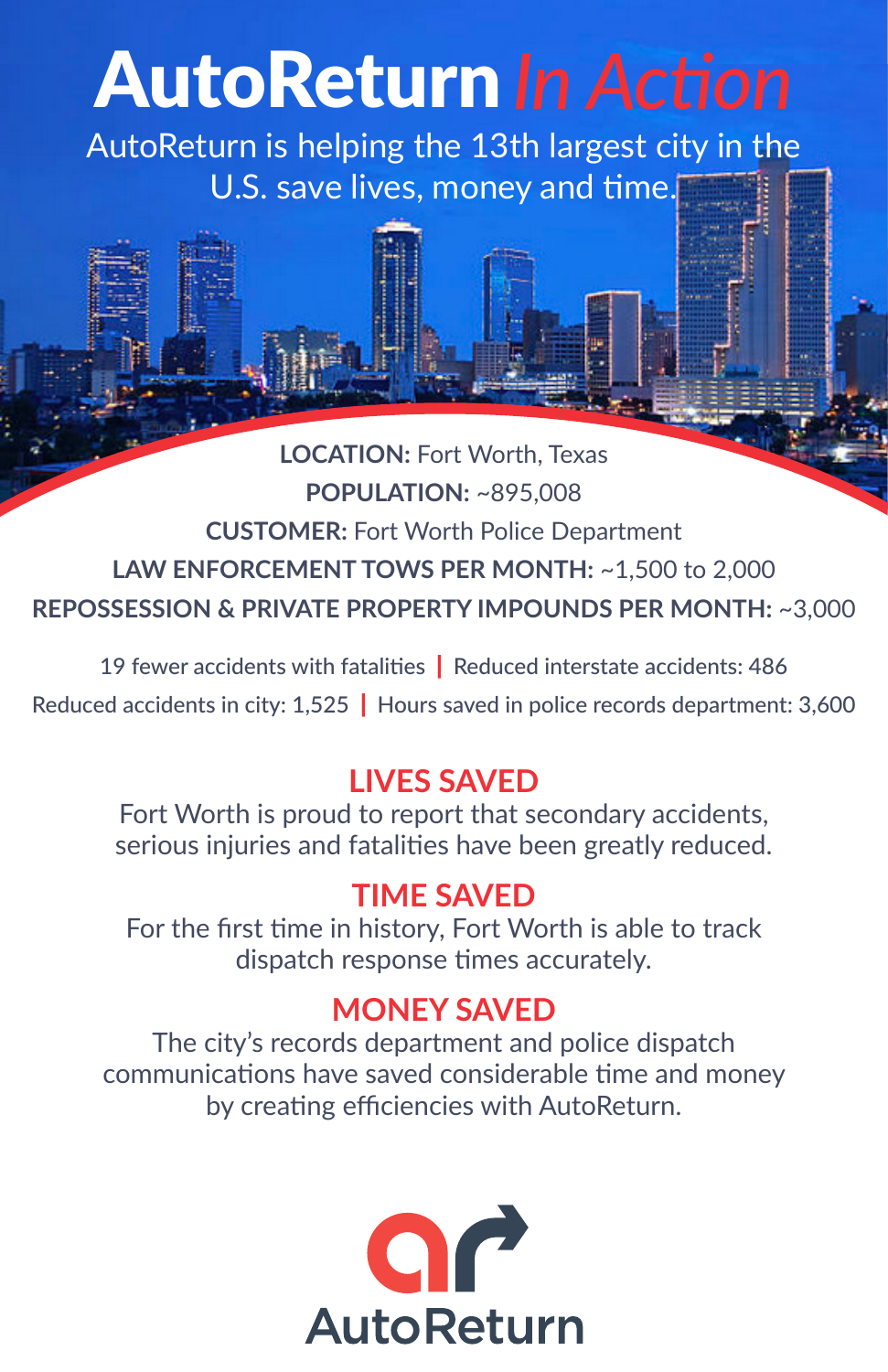# AutoReturn *In Action*

AutoReturn is helping the 13th largest city in the U.S. save lives, money and time.

**LOCATION:** Fort Worth, Texas

**POPULATION:** ~895,008

**CUSTOMER:** Fort Worth Police Department

**LAW ENFORCEMENT TOWS PER MONTH:** ~1,500 to 2,000

**REPOSSESSION & PRIVATE PROPERTY IMPOUNDS PER MONTH:** ~3,000

19 fewer accidents with fatalities | Reduced interstate accidents: 486

Reduced accidents in city: 1,525 | Hours saved in police records department: 3,600

## LIVES SAVED

Fort Worth is proud to report that secondary accidents, serious injuries and fatalities have been greatly reduced.

## TIME SAVED

For the first time in history, Fort Worth is able to track dispatch response times accurately.

## MONEY SAVED

The city's records department and police dispatch communications have saved considerable time and money by creating efficiencies with AutoReturn.

AutoReturn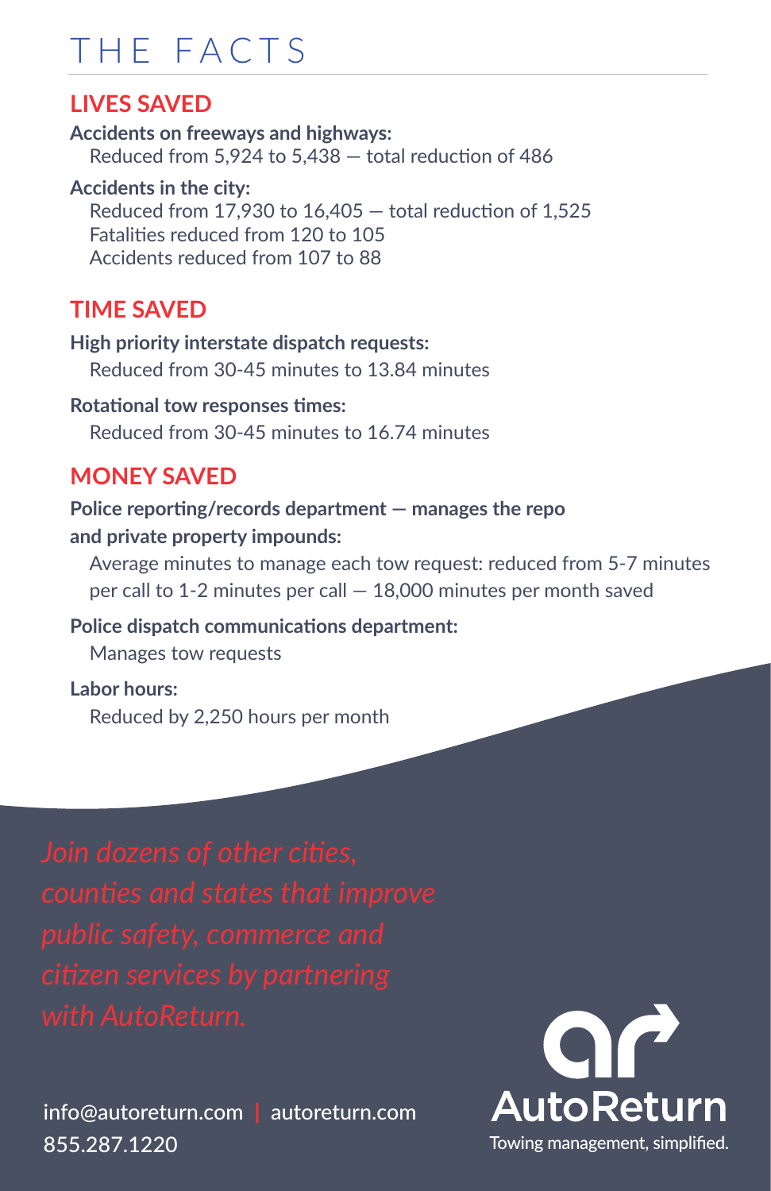# THE FACTS

## LIVES SAVED

**Accidents on freeways and highways:**
Reduced from 5,924 to 5,438 — total reduction of 486

**Accidents in the city:**
Reduced from 17,930 to 16,405 — total reduction of 1,525
Fatalities reduced from 120 to 105
Accidents reduced from 107 to 88

## TIME SAVED

**High priority interstate dispatch requests:**
Reduced from 30-45 minutes to 13.84 minutes

**Rotational tow responses times:**
Reduced from 30-45 minutes to 16.74 minutes

## MONEY SAVED

**Police reporting/records department — manages the repo and private property impounds:**
Average minutes to manage each tow request: reduced from 5-7 minutes per call to 1-2 minutes per call — 18,000 minutes per month saved

**Police dispatch communications department:**
Manages tow requests

**Labor hours:**
Reduced by 2,250 hours per month

*Join dozens of other cities, counties and states that improve public safety, commerce and citizen services by partnering with AutoReturn.*

info@autoreturn.com | autoreturn.com
855.287.1220

AutoReturn
Towing management, simplified.